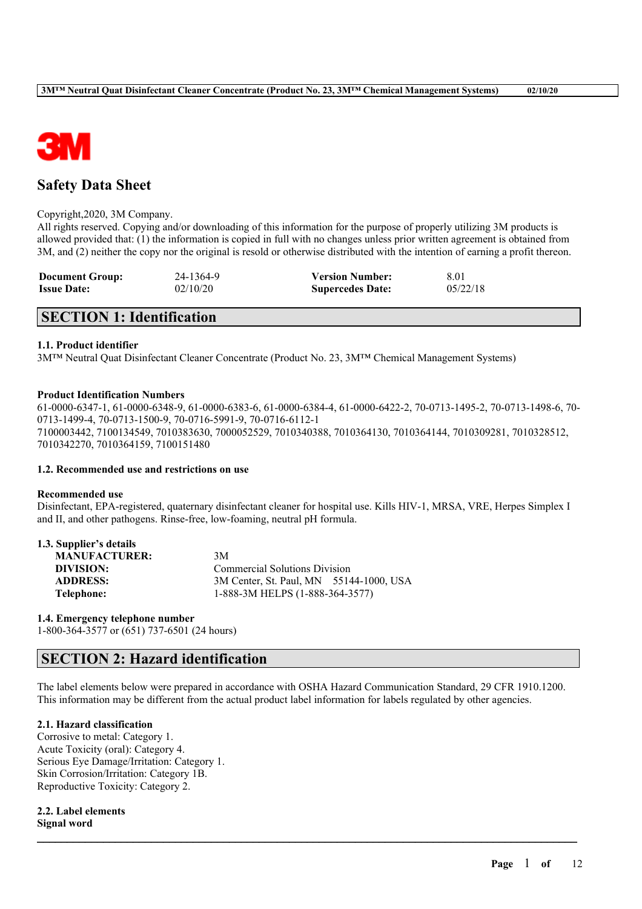# Safety Data Sheet

Copyright,2020, 3M Company.
All rights reserved. Copying and/or downloading of this information for the purpose of properly utilizing 3M products is allowed provided that: (1) the information is copied in full with no changes unless prior written agreement is obtained from 3M, and (2) neither the copy nor the original is resold or otherwise distributed with the intention of earning a profit thereon.

| | | | |
|---|---|---|---|
| **Document Group:** | 24-1364-9 | **Version Number:** | 8.01 |
| **Issue Date:** | 02/10/20 | **Supercedes Date:** | 05/22/18 |

## SECTION 1: Identification

### 1.1. Product identifier

3M™ Neutral Quat Disinfectant Cleaner Concentrate (Product No. 23, 3M™ Chemical Management Systems)

**Product Identification Numbers**

61-0000-6347-1, 61-0000-6348-9, 61-0000-6383-6, 61-0000-6384-4, 61-0000-6422-2, 70-0713-1495-2, 70-0713-1498-6, 70-0713-1499-4, 70-0713-1500-9, 70-0716-5991-9, 70-0716-6112-1
7100003442, 7100134549, 7010383630, 7000052529, 7010340388, 7010364130, 7010364144, 7010309281, 7010328512, 7010342270, 7010364159, 7100151480

### 1.2. Recommended use and restrictions on use

**Recommended use**

Disinfectant, EPA-registered, quaternary disinfectant cleaner for hospital use. Kills HIV-1, MRSA, VRE, Herpes Simplex I and II, and other pathogens. Rinse-free, low-foaming, neutral pH formula.

### 1.3. Supplier's details

| | |
|---|---|
| **MANUFACTURER:** | 3M |
| **DIVISION:** | Commercial Solutions Division |
| **ADDRESS:** | 3M Center, St. Paul, MN 55144-1000, USA |
| **Telephone:** | 1-888-3M HELPS (1-888-364-3577) |

### 1.4. Emergency telephone number

1-800-364-3577 or (651) 737-6501 (24 hours)

## SECTION 2: Hazard identification

The label elements below were prepared in accordance with OSHA Hazard Communication Standard, 29 CFR 1910.1200. This information may be different from the actual product label information for labels regulated by other agencies.

### 2.1. Hazard classification

Corrosive to metal: Category 1.
Acute Toxicity (oral): Category 4.
Serious Eye Damage/Irritation: Category 1.
Skin Corrosion/Irritation: Category 1B.
Reproductive Toxicity: Category 2.

### 2.2. Label elements

**Signal word**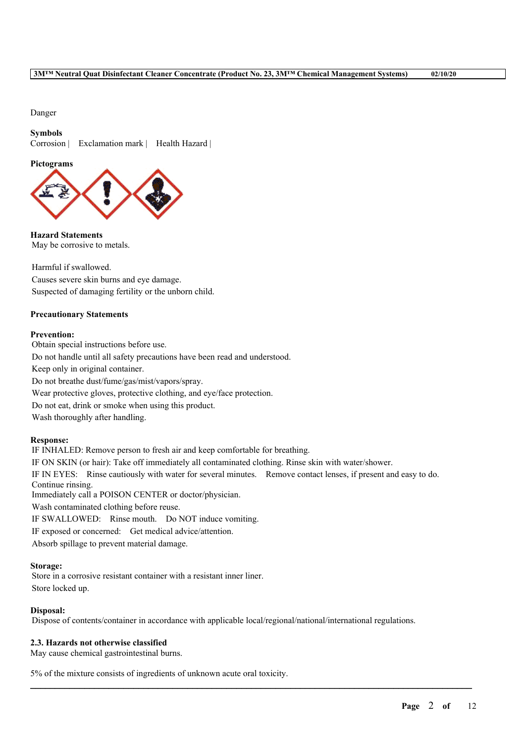Danger

**Symbols**
Corrosion | Exclamation mark | Health Hazard |

**Pictograms**

**Hazard Statements**
May be corrosive to metals.

Harmful if swallowed.
Causes severe skin burns and eye damage.
Suspected of damaging fertility or the unborn child.

**Precautionary Statements**

**Prevention:**
Obtain special instructions before use.
Do not handle until all safety precautions have been read and understood.
Keep only in original container.
Do not breathe dust/fume/gas/mist/vapors/spray.
Wear protective gloves, protective clothing, and eye/face protection.
Do not eat, drink or smoke when using this product.
Wash thoroughly after handling.

**Response:**
IF INHALED: Remove person to fresh air and keep comfortable for breathing.
IF ON SKIN (or hair): Take off immediately all contaminated clothing. Rinse skin with water/shower.
IF IN EYES: Rinse cautiously with water for several minutes. Remove contact lenses, if present and easy to do. Continue rinsing.
Immediately call a POISON CENTER or doctor/physician.
Wash contaminated clothing before reuse.
IF SWALLOWED: Rinse mouth. Do NOT induce vomiting.
IF exposed or concerned: Get medical advice/attention.
Absorb spillage to prevent material damage.

**Storage:**
Store in a corrosive resistant container with a resistant inner liner.
Store locked up.

**Disposal:**
Dispose of contents/container in accordance with applicable local/regional/national/international regulations.

### 2.3. Hazards not otherwise classified
May cause chemical gastrointestinal burns.

5% of the mixture consists of ingredients of unknown acute oral toxicity.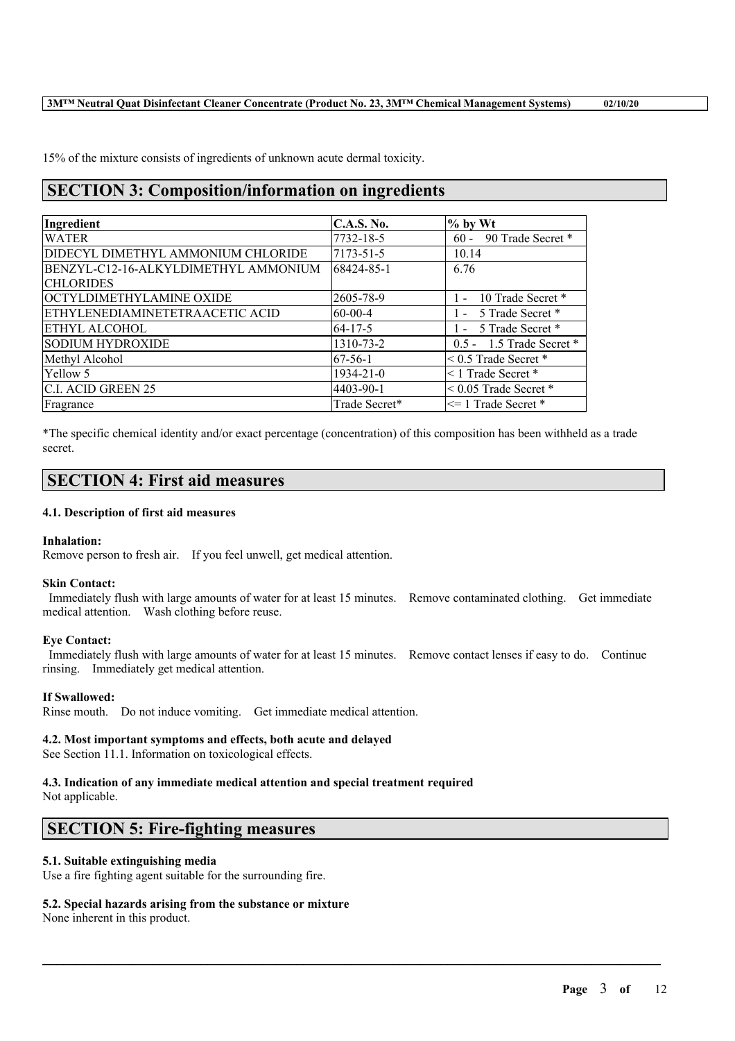15% of the mixture consists of ingredients of unknown acute dermal toxicity.

## SECTION 3: Composition/information on ingredients

| Ingredient | C.A.S. No. | % by Wt |
|---|---|---|
| WATER | 7732-18-5 | 60 - 90 Trade Secret * |
| DIDECYL DIMETHYL AMMONIUM CHLORIDE | 7173-51-5 | 10.14 |
| BENZYL-C12-16-ALKYLDIMETHYL AMMONIUM CHLORIDES | 68424-85-1 | 6.76 |
| OCTYLDIMETHYLAMINE OXIDE | 2605-78-9 | 1 - 10 Trade Secret * |
| ETHYLENEDIAMINETETRAACETIC ACID | 60-00-4 | 1 - 5 Trade Secret * |
| ETHYL ALCOHOL | 64-17-5 | 1 - 5 Trade Secret * |
| SODIUM HYDROXIDE | 1310-73-2 | 0.5 - 1.5 Trade Secret * |
| Methyl Alcohol | 67-56-1 | < 0.5 Trade Secret * |
| Yellow 5 | 1934-21-0 | < 1 Trade Secret * |
| C.I. ACID GREEN 25 | 4403-90-1 | < 0.05 Trade Secret * |
| Fragrance | Trade Secret* | <= 1 Trade Secret * |

*The specific chemical identity and/or exact percentage (concentration) of this composition has been withheld as a trade secret.

## SECTION 4: First aid measures

### 4.1. Description of first aid measures

**Inhalation:**
Remove person to fresh air. If you feel unwell, get medical attention.

**Skin Contact:**
Immediately flush with large amounts of water for at least 15 minutes. Remove contaminated clothing. Get immediate medical attention. Wash clothing before reuse.

**Eye Contact:**
Immediately flush with large amounts of water for at least 15 minutes. Remove contact lenses if easy to do. Continue rinsing. Immediately get medical attention.

**If Swallowed:**
Rinse mouth. Do not induce vomiting. Get immediate medical attention.

### 4.2. Most important symptoms and effects, both acute and delayed

See Section 11.1. Information on toxicological effects.

### 4.3. Indication of any immediate medical attention and special treatment required

Not applicable.

## SECTION 5: Fire-fighting measures

### 5.1. Suitable extinguishing media

Use a fire fighting agent suitable for the surrounding fire.

### 5.2. Special hazards arising from the substance or mixture

None inherent in this product.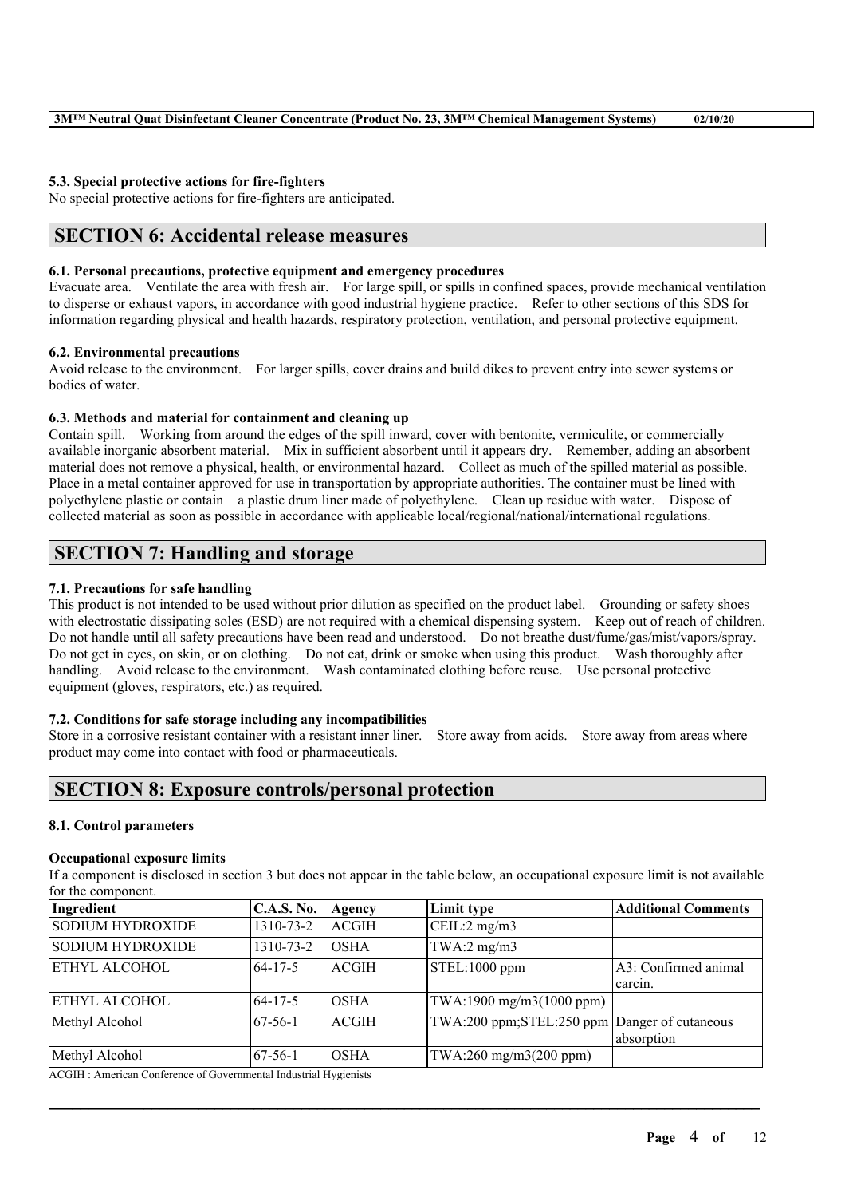### 5.3. Special protective actions for fire-fighters

No special protective actions for fire-fighters are anticipated.

## SECTION 6: Accidental release measures

### 6.1. Personal precautions, protective equipment and emergency procedures

Evacuate area. Ventilate the area with fresh air. For large spill, or spills in confined spaces, provide mechanical ventilation to disperse or exhaust vapors, in accordance with good industrial hygiene practice. Refer to other sections of this SDS for information regarding physical and health hazards, respiratory protection, ventilation, and personal protective equipment.

### 6.2. Environmental precautions

Avoid release to the environment. For larger spills, cover drains and build dikes to prevent entry into sewer systems or bodies of water.

### 6.3. Methods and material for containment and cleaning up

Contain spill. Working from around the edges of the spill inward, cover with bentonite, vermiculite, or commercially available inorganic absorbent material. Mix in sufficient absorbent until it appears dry. Remember, adding an absorbent material does not remove a physical, health, or environmental hazard. Collect as much of the spilled material as possible. Place in a metal container approved for use in transportation by appropriate authorities. The container must be lined with polyethylene plastic or contain a plastic drum liner made of polyethylene. Clean up residue with water. Dispose of collected material as soon as possible in accordance with applicable local/regional/national/international regulations.

## SECTION 7: Handling and storage

### 7.1. Precautions for safe handling

This product is not intended to be used without prior dilution as specified on the product label. Grounding or safety shoes with electrostatic dissipating soles (ESD) are not required with a chemical dispensing system. Keep out of reach of children. Do not handle until all safety precautions have been read and understood. Do not breathe dust/fume/gas/mist/vapors/spray. Do not get in eyes, on skin, or on clothing. Do not eat, drink or smoke when using this product. Wash thoroughly after handling. Avoid release to the environment. Wash contaminated clothing before reuse. Use personal protective equipment (gloves, respirators, etc.) as required.

### 7.2. Conditions for safe storage including any incompatibilities

Store in a corrosive resistant container with a resistant inner liner. Store away from acids. Store away from areas where product may come into contact with food or pharmaceuticals.

## SECTION 8: Exposure controls/personal protection

### 8.1. Control parameters

#### Occupational exposure limits

If a component is disclosed in section 3 but does not appear in the table below, an occupational exposure limit is not available for the component.

| Ingredient | C.A.S. No. | Agency | Limit type | Additional Comments |
|---|---|---|---|---|
| SODIUM HYDROXIDE | 1310-73-2 | ACGIH | CEIL:2 mg/m3 | |
| SODIUM HYDROXIDE | 1310-73-2 | OSHA | TWA:2 mg/m3 | |
| ETHYL ALCOHOL | 64-17-5 | ACGIH | STEL:1000 ppm | A3: Confirmed animal carcin. |
| ETHYL ALCOHOL | 64-17-5 | OSHA | TWA:1900 mg/m3(1000 ppm) | |
| Methyl Alcohol | 67-56-1 | ACGIH | TWA:200 ppm;STEL:250 ppm | Danger of cutaneous absorption |
| Methyl Alcohol | 67-56-1 | OSHA | TWA:260 mg/m3(200 ppm) | |

ACGIH : American Conference of Governmental Industrial Hygienists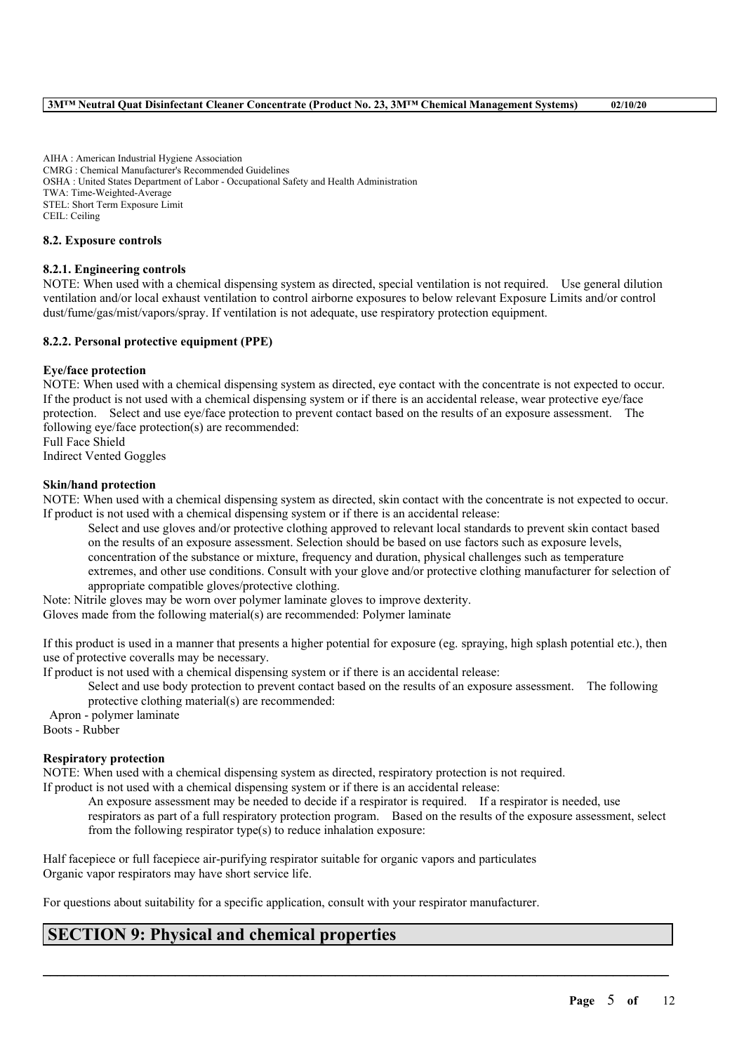AIHA : American Industrial Hygiene Association
CMRG : Chemical Manufacturer's Recommended Guidelines
OSHA : United States Department of Labor - Occupational Safety and Health Administration
TWA: Time-Weighted-Average
STEL: Short Term Exposure Limit
CEIL: Ceiling

### 8.2. Exposure controls

#### 8.2.1. Engineering controls

NOTE: When used with a chemical dispensing system as directed, special ventilation is not required. Use general dilution ventilation and/or local exhaust ventilation to control airborne exposures to below relevant Exposure Limits and/or control dust/fume/gas/mist/vapors/spray. If ventilation is not adequate, use respiratory protection equipment.

#### 8.2.2. Personal protective equipment (PPE)

**Eye/face protection**

NOTE: When used with a chemical dispensing system as directed, eye contact with the concentrate is not expected to occur. If the product is not used with a chemical dispensing system or if there is an accidental release, wear protective eye/face protection. Select and use eye/face protection to prevent contact based on the results of an exposure assessment. The following eye/face protection(s) are recommended:
Full Face Shield
Indirect Vented Goggles

**Skin/hand protection**

NOTE: When used with a chemical dispensing system as directed, skin contact with the concentrate is not expected to occur. If product is not used with a chemical dispensing system or if there is an accidental release:

> Select and use gloves and/or protective clothing approved to relevant local standards to prevent skin contact based on the results of an exposure assessment. Selection should be based on use factors such as exposure levels, concentration of the substance or mixture, frequency and duration, physical challenges such as temperature extremes, and other use conditions. Consult with your glove and/or protective clothing manufacturer for selection of appropriate compatible gloves/protective clothing.

Note: Nitrile gloves may be worn over polymer laminate gloves to improve dexterity.
Gloves made from the following material(s) are recommended: Polymer laminate

If this product is used in a manner that presents a higher potential for exposure (eg. spraying, high splash potential etc.), then use of protective coveralls may be necessary.
If product is not used with a chemical dispensing system or if there is an accidental release:

> Select and use body protection to prevent contact based on the results of an exposure assessment. The following protective clothing material(s) are recommended:

Apron - polymer laminate
Boots - Rubber

**Respiratory protection**

NOTE: When used with a chemical dispensing system as directed, respiratory protection is not required.
If product is not used with a chemical dispensing system or if there is an accidental release:

> An exposure assessment may be needed to decide if a respirator is required. If a respirator is needed, use respirators as part of a full respiratory protection program. Based on the results of the exposure assessment, select from the following respirator type(s) to reduce inhalation exposure:

Half facepiece or full facepiece air-purifying respirator suitable for organic vapors and particulates
Organic vapor respirators may have short service life.

For questions about suitability for a specific application, consult with your respirator manufacturer.

## SECTION 9: Physical and chemical properties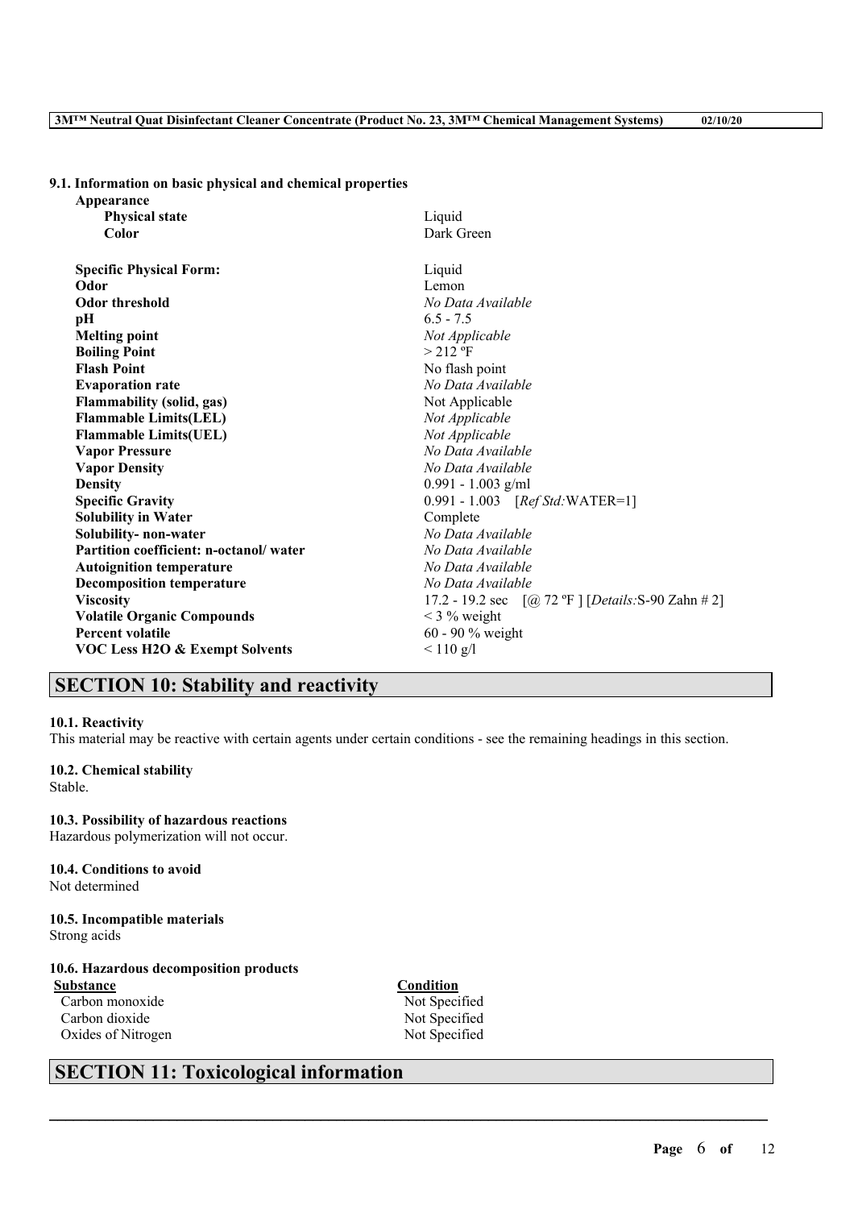### 9.1. Information on basic physical and chemical properties

| Property | Value |
|---|---|
| **Appearance** | |
| **Physical state** | Liquid |
| **Color** | Dark Green |
| **Specific Physical Form:** | Liquid |
| **Odor** | Lemon |
| **Odor threshold** | *No Data Available* |
| **pH** | 6.5 - 7.5 |
| **Melting point** | *Not Applicable* |
| **Boiling Point** | > 212 ºF |
| **Flash Point** | No flash point |
| **Evaporation rate** | *No Data Available* |
| **Flammability (solid, gas)** | Not Applicable |
| **Flammable Limits(LEL)** | *Not Applicable* |
| **Flammable Limits(UEL)** | *Not Applicable* |
| **Vapor Pressure** | *No Data Available* |
| **Vapor Density** | *No Data Available* |
| **Density** | 0.991 - 1.003 g/ml |
| **Specific Gravity** | 0.991 - 1.003 [*Ref Std:*WATER=1] |
| **Solubility in Water** | Complete |
| **Solubility- non-water** | *No Data Available* |
| **Partition coefficient: n-octanol/ water** | *No Data Available* |
| **Autoignition temperature** | *No Data Available* |
| **Decomposition temperature** | *No Data Available* |
| **Viscosity** | 17.2 - 19.2 sec [@ 72 ºF ] [*Details:*S-90 Zahn # 2] |
| **Volatile Organic Compounds** | < 3 % weight |
| **Percent volatile** | 60 - 90 % weight |
| **VOC Less H2O & Exempt Solvents** | < 110 g/l |

## SECTION 10: Stability and reactivity

### 10.1. Reactivity
This material may be reactive with certain agents under certain conditions - see the remaining headings in this section.

### 10.2. Chemical stability
Stable.

### 10.3. Possibility of hazardous reactions
Hazardous polymerization will not occur.

### 10.4. Conditions to avoid
Not determined

### 10.5. Incompatible materials
Strong acids

### 10.6. Hazardous decomposition products

| Substance | Condition |
|---|---|
| Carbon monoxide | Not Specified |
| Carbon dioxide | Not Specified |
| Oxides of Nitrogen | Not Specified |

## SECTION 11: Toxicological information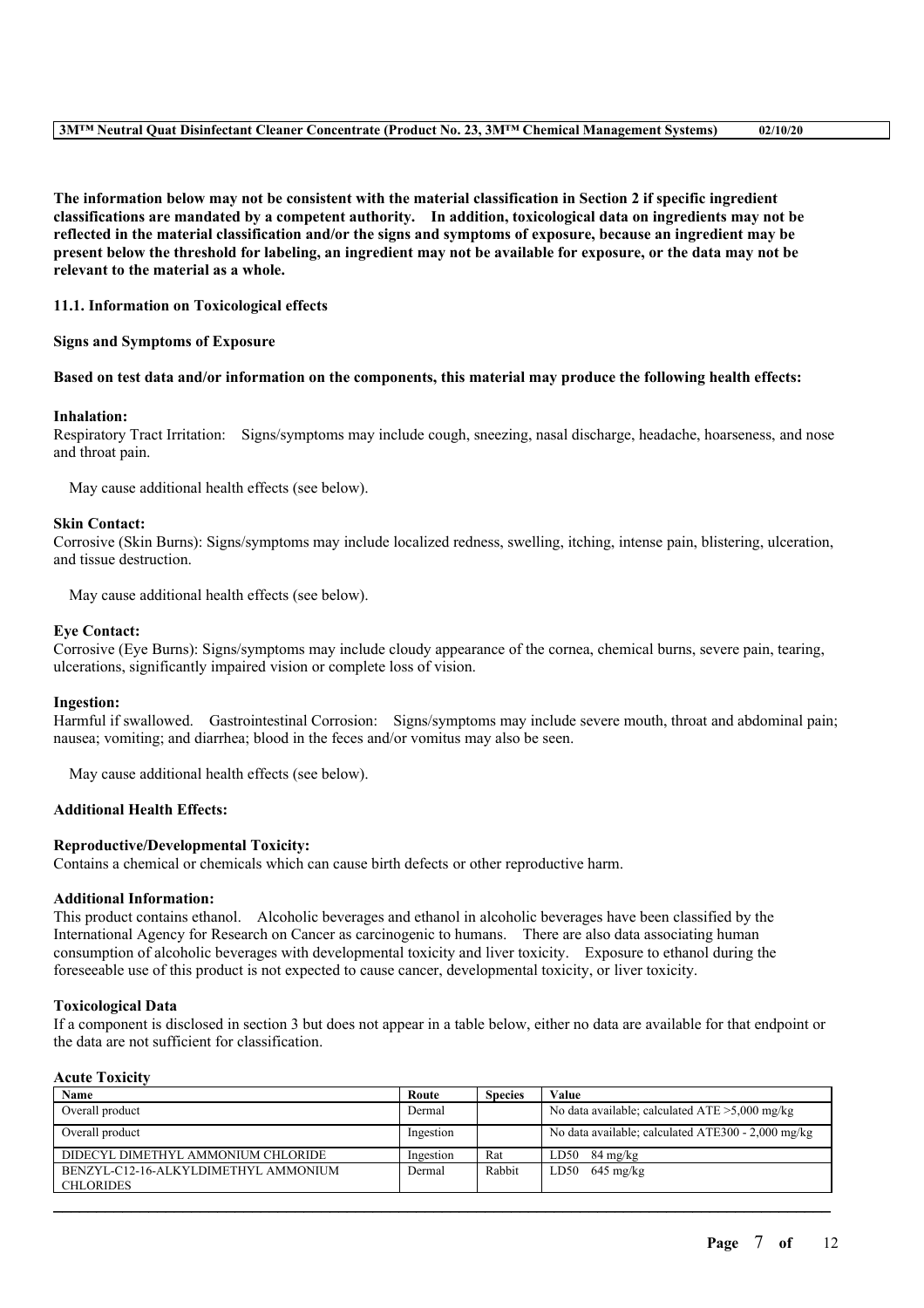**The information below may not be consistent with the material classification in Section 2 if specific ingredient classifications are mandated by a competent authority. In addition, toxicological data on ingredients may not be reflected in the material classification and/or the signs and symptoms of exposure, because an ingredient may be present below the threshold for labeling, an ingredient may not be available for exposure, or the data may not be relevant to the material as a whole.**

### 11.1. Information on Toxicological effects

**Signs and Symptoms of Exposure**

**Based on test data and/or information on the components, this material may produce the following health effects:**

**Inhalation:**
Respiratory Tract Irritation: Signs/symptoms may include cough, sneezing, nasal discharge, headache, hoarseness, and nose and throat pain.

May cause additional health effects (see below).

**Skin Contact:**
Corrosive (Skin Burns): Signs/symptoms may include localized redness, swelling, itching, intense pain, blistering, ulceration, and tissue destruction.

May cause additional health effects (see below).

**Eye Contact:**
Corrosive (Eye Burns): Signs/symptoms may include cloudy appearance of the cornea, chemical burns, severe pain, tearing, ulcerations, significantly impaired vision or complete loss of vision.

**Ingestion:**
Harmful if swallowed. Gastrointestinal Corrosion: Signs/symptoms may include severe mouth, throat and abdominal pain; nausea; vomiting; and diarrhea; blood in the feces and/or vomitus may also be seen.

May cause additional health effects (see below).

**Additional Health Effects:**

**Reproductive/Developmental Toxicity:**
Contains a chemical or chemicals which can cause birth defects or other reproductive harm.

**Additional Information:**
This product contains ethanol. Alcoholic beverages and ethanol in alcoholic beverages have been classified by the International Agency for Research on Cancer as carcinogenic to humans. There are also data associating human consumption of alcoholic beverages with developmental toxicity and liver toxicity. Exposure to ethanol during the foreseeable use of this product is not expected to cause cancer, developmental toxicity, or liver toxicity.

**Toxicological Data**
If a component is disclosed in section 3 but does not appear in a table below, either no data are available for that endpoint or the data are not sufficient for classification.

**Acute Toxicity**

| Name | Route | Species | Value |
|---|---|---|---|
| Overall product | Dermal | | No data available; calculated ATE >5,000 mg/kg |
| Overall product | Ingestion | | No data available; calculated ATE300 - 2,000 mg/kg |
| DIDECYL DIMETHYL AMMONIUM CHLORIDE | Ingestion | Rat | LD50 84 mg/kg |
| BENZYL-C12-16-ALKYLDIMETHYL AMMONIUM CHLORIDES | Dermal | Rabbit | LD50 645 mg/kg |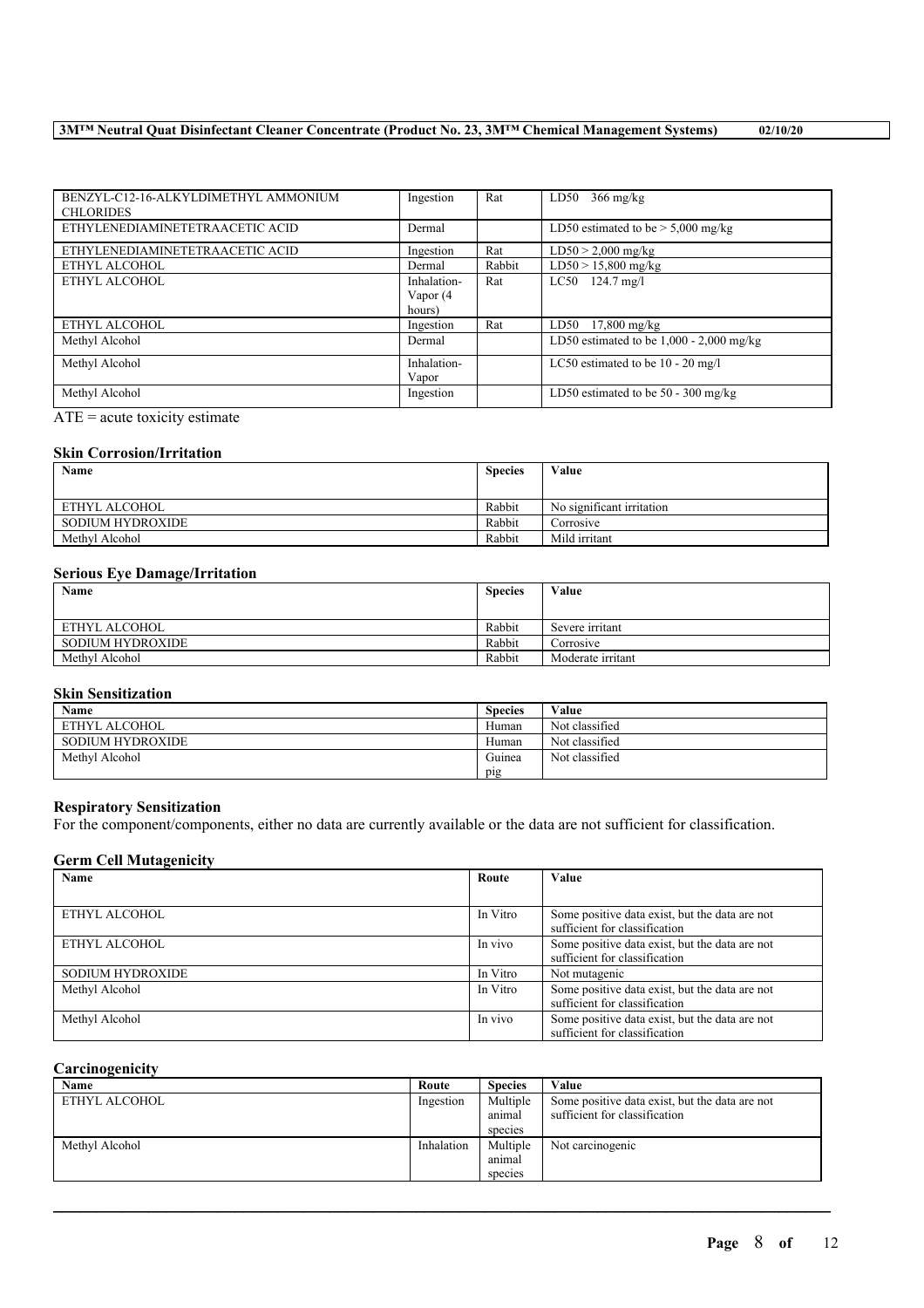| | | | |
|---|---|---|---|
| BENZYL-C12-16-ALKYLDIMETHYL AMMONIUM CHLORIDES | Ingestion | Rat | LD50 366 mg/kg |
| ETHYLENEDIAMINETETRAACETIC ACID | Dermal | | LD50 estimated to be > 5,000 mg/kg |
| ETHYLENEDIAMINETETRAACETIC ACID | Ingestion | Rat | LD50 > 2,000 mg/kg |
| ETHYL ALCOHOL | Dermal | Rabbit | LD50 > 15,800 mg/kg |
| ETHYL ALCOHOL | Inhalation-Vapor (4 hours) | Rat | LC50 124.7 mg/l |
| ETHYL ALCOHOL | Ingestion | Rat | LD50 17,800 mg/kg |
| Methyl Alcohol | Dermal | | LD50 estimated to be 1,000 - 2,000 mg/kg |
| Methyl Alcohol | Inhalation-Vapor | | LC50 estimated to be 10 - 20 mg/l |
| Methyl Alcohol | Ingestion | | LD50 estimated to be 50 - 300 mg/kg |

ATE = acute toxicity estimate

### Skin Corrosion/Irritation

| Name | Species | Value |
|---|---|---|
| ETHYL ALCOHOL | Rabbit | No significant irritation |
| SODIUM HYDROXIDE | Rabbit | Corrosive |
| Methyl Alcohol | Rabbit | Mild irritant |

### Serious Eye Damage/Irritation

| Name | Species | Value |
|---|---|---|
| ETHYL ALCOHOL | Rabbit | Severe irritant |
| SODIUM HYDROXIDE | Rabbit | Corrosive |
| Methyl Alcohol | Rabbit | Moderate irritant |

### Skin Sensitization

| Name | Species | Value |
|---|---|---|
| ETHYL ALCOHOL | Human | Not classified |
| SODIUM HYDROXIDE | Human | Not classified |
| Methyl Alcohol | Guinea pig | Not classified |

### Respiratory Sensitization

For the component/components, either no data are currently available or the data are not sufficient for classification.

### Germ Cell Mutagenicity

| Name | Route | Value |
|---|---|---|
| ETHYL ALCOHOL | In Vitro | Some positive data exist, but the data are not sufficient for classification |
| ETHYL ALCOHOL | In vivo | Some positive data exist, but the data are not sufficient for classification |
| SODIUM HYDROXIDE | In Vitro | Not mutagenic |
| Methyl Alcohol | In Vitro | Some positive data exist, but the data are not sufficient for classification |
| Methyl Alcohol | In vivo | Some positive data exist, but the data are not sufficient for classification |

### Carcinogenicity

| Name | Route | Species | Value |
|---|---|---|---|
| ETHYL ALCOHOL | Ingestion | Multiple animal species | Some positive data exist, but the data are not sufficient for classification |
| Methyl Alcohol | Inhalation | Multiple animal species | Not carcinogenic |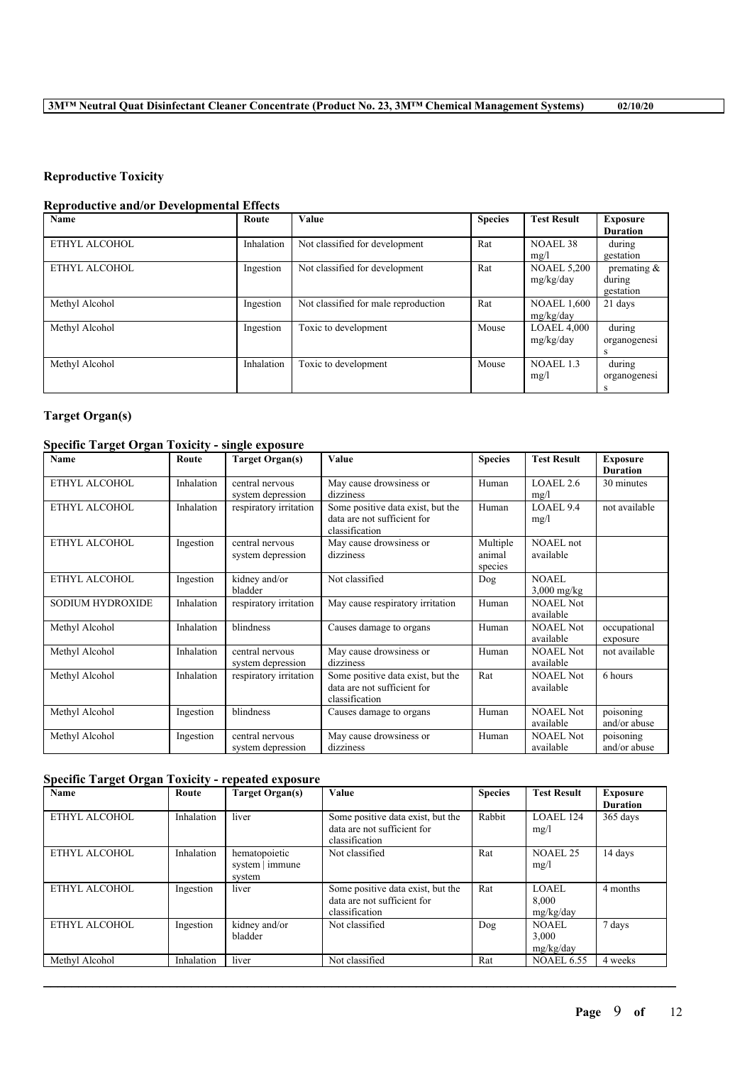## Reproductive Toxicity

### Reproductive and/or Developmental Effects

| Name | Route | Value | Species | Test Result | Exposure Duration |
|---|---|---|---|---|---|
| ETHYL ALCOHOL | Inhalation | Not classified for development | Rat | NOAEL 38 mg/l | during gestation |
| ETHYL ALCOHOL | Ingestion | Not classified for development | Rat | NOAEL 5,200 mg/kg/day | premating & during gestation |
| Methyl Alcohol | Ingestion | Not classified for male reproduction | Rat | NOAEL 1,600 mg/kg/day | 21 days |
| Methyl Alcohol | Ingestion | Toxic to development | Mouse | LOAEL 4,000 mg/kg/day | during organogenesis |
| Methyl Alcohol | Inhalation | Toxic to development | Mouse | NOAEL 1.3 mg/l | during organogenesis |

## Target Organ(s)

### Specific Target Organ Toxicity - single exposure

| Name | Route | Target Organ(s) | Value | Species | Test Result | Exposure Duration |
|---|---|---|---|---|---|---|
| ETHYL ALCOHOL | Inhalation | central nervous system depression | May cause drowsiness or dizziness | Human | LOAEL 2.6 mg/l | 30 minutes |
| ETHYL ALCOHOL | Inhalation | respiratory irritation | Some positive data exist, but the data are not sufficient for classification | Human | LOAEL 9.4 mg/l | not available |
| ETHYL ALCOHOL | Ingestion | central nervous system depression | May cause drowsiness or dizziness | Multiple animal species | NOAEL not available | |
| ETHYL ALCOHOL | Ingestion | kidney and/or bladder | Not classified | Dog | NOAEL 3,000 mg/kg | |
| SODIUM HYDROXIDE | Inhalation | respiratory irritation | May cause respiratory irritation | Human | NOAEL Not available | |
| Methyl Alcohol | Inhalation | blindness | Causes damage to organs | Human | NOAEL Not available | occupational exposure |
| Methyl Alcohol | Inhalation | central nervous system depression | May cause drowsiness or dizziness | Human | NOAEL Not available | not available |
| Methyl Alcohol | Inhalation | respiratory irritation | Some positive data exist, but the data are not sufficient for classification | Rat | NOAEL Not available | 6 hours |
| Methyl Alcohol | Ingestion | blindness | Causes damage to organs | Human | NOAEL Not available | poisoning and/or abuse |
| Methyl Alcohol | Ingestion | central nervous system depression | May cause drowsiness or dizziness | Human | NOAEL Not available | poisoning and/or abuse |

### Specific Target Organ Toxicity - repeated exposure

| Name | Route | Target Organ(s) | Value | Species | Test Result | Exposure Duration |
|---|---|---|---|---|---|---|
| ETHYL ALCOHOL | Inhalation | liver | Some positive data exist, but the data are not sufficient for classification | Rabbit | LOAEL 124 mg/l | 365 days |
| ETHYL ALCOHOL | Inhalation | hematopoietic system \| immune system | Not classified | Rat | NOAEL 25 mg/l | 14 days |
| ETHYL ALCOHOL | Ingestion | liver | Some positive data exist, but the data are not sufficient for classification | Rat | LOAEL 8,000 mg/kg/day | 4 months |
| ETHYL ALCOHOL | Ingestion | kidney and/or bladder | Not classified | Dog | NOAEL 3,000 mg/kg/day | 7 days |
| Methyl Alcohol | Inhalation | liver | Not classified | Rat | NOAEL 6.55 | 4 weeks |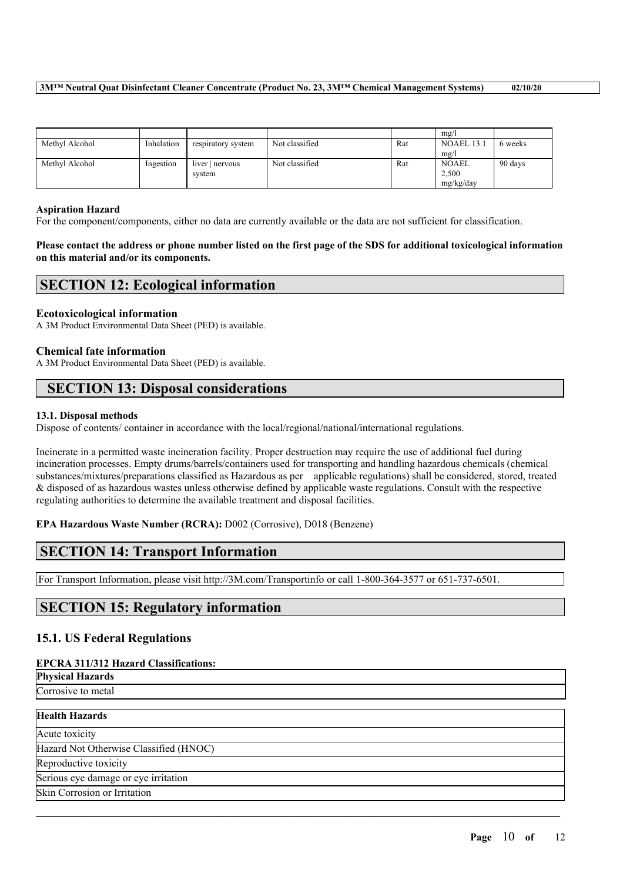| | | | | | mg/l | |
|---|---|---|---|---|---|---|
| Methyl Alcohol | Inhalation | respiratory system | Not classified | Rat | NOAEL 13.1 mg/l | 6 weeks |
| Methyl Alcohol | Ingestion | liver \| nervous system | Not classified | Rat | NOAEL 2,500 mg/kg/day | 90 days |

### Aspiration Hazard

For the component/components, either no data are currently available or the data are not sufficient for classification.

**Please contact the address or phone number listed on the first page of the SDS for additional toxicological information on this material and/or its components.**

## SECTION 12: Ecological information

### Ecotoxicological information

A 3M Product Environmental Data Sheet (PED) is available.

### Chemical fate information

A 3M Product Environmental Data Sheet (PED) is available.

## SECTION 13: Disposal considerations

### 13.1. Disposal methods

Dispose of contents/ container in accordance with the local/regional/national/international regulations.

Incinerate in a permitted waste incineration facility. Proper destruction may require the use of additional fuel during incineration processes. Empty drums/barrels/containers used for transporting and handling hazardous chemicals (chemical substances/mixtures/preparations classified as Hazardous as per applicable regulations) shall be considered, stored, treated & disposed of as hazardous wastes unless otherwise defined by applicable waste regulations. Consult with the respective regulating authorities to determine the available treatment and disposal facilities.

**EPA Hazardous Waste Number (RCRA):** D002 (Corrosive), D018 (Benzene)

## SECTION 14: Transport Information

For Transport Information, please visit http://3M.com/Transportinfo or call 1-800-364-3577 or 651-737-6501.

## SECTION 15: Regulatory information

### 15.1. US Federal Regulations

**EPCRA 311/312 Hazard Classifications:**

| **Physical Hazards** |
|---|
| Corrosive to metal |

| **Health Hazards** |
|---|
| Acute toxicity |
| Hazard Not Otherwise Classified (HNOC) |
| Reproductive toxicity |
| Serious eye damage or eye irritation |
| Skin Corrosion or Irritation |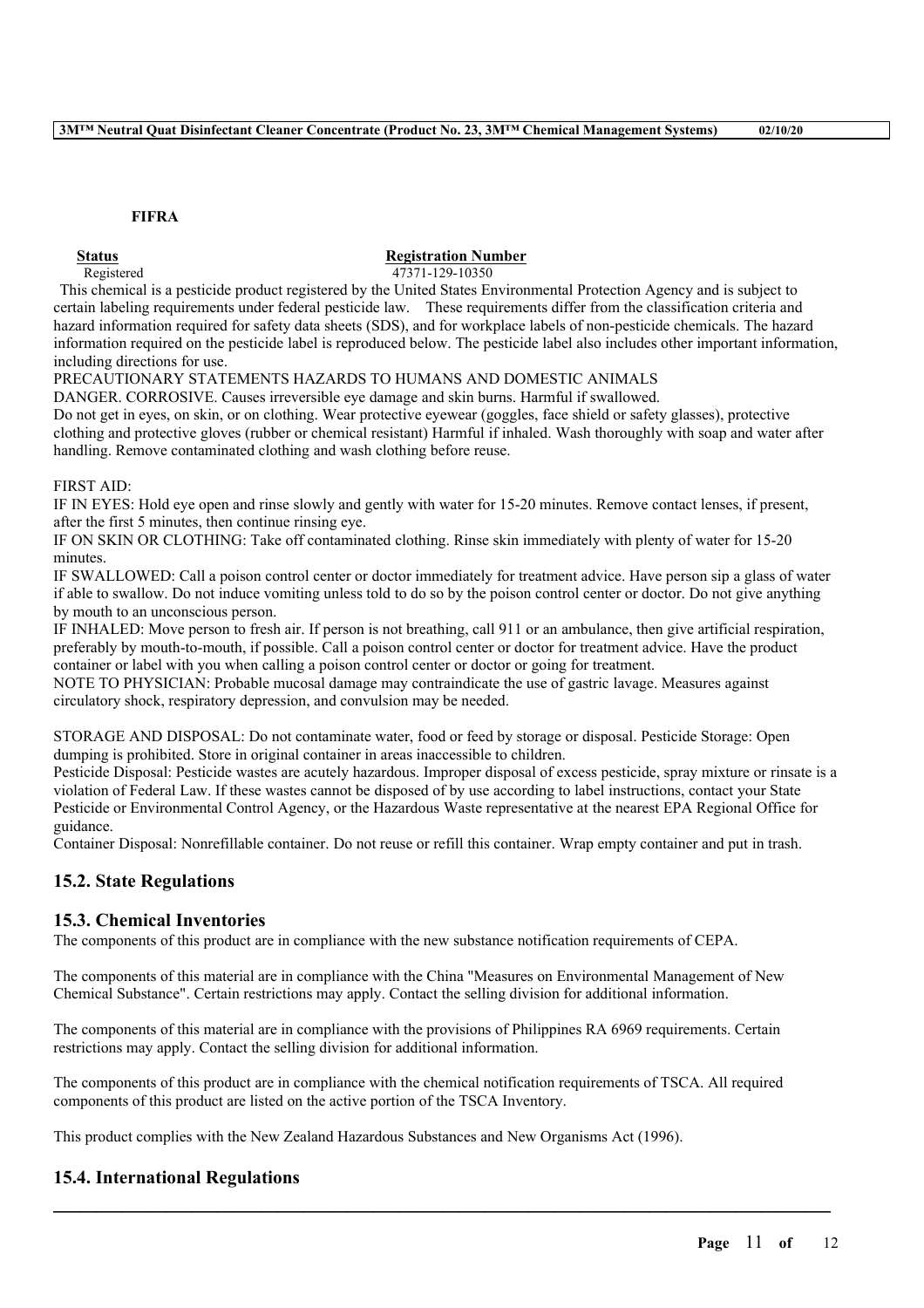**FIFRA**

| Status | Registration Number |
|---|---|
| Registered | 47371-129-10350 |

This chemical is a pesticide product registered by the United States Environmental Protection Agency and is subject to certain labeling requirements under federal pesticide law. These requirements differ from the classification criteria and hazard information required for safety data sheets (SDS), and for workplace labels of non-pesticide chemicals. The hazard information required on the pesticide label is reproduced below. The pesticide label also includes other important information, including directions for use.

PRECAUTIONARY STATEMENTS HAZARDS TO HUMANS AND DOMESTIC ANIMALS

DANGER. CORROSIVE. Causes irreversible eye damage and skin burns. Harmful if swallowed.

Do not get in eyes, on skin, or on clothing. Wear protective eyewear (goggles, face shield or safety glasses), protective clothing and protective gloves (rubber or chemical resistant) Harmful if inhaled. Wash thoroughly with soap and water after handling. Remove contaminated clothing and wash clothing before reuse.

FIRST AID:

IF IN EYES: Hold eye open and rinse slowly and gently with water for 15-20 minutes. Remove contact lenses, if present, after the first 5 minutes, then continue rinsing eye.

IF ON SKIN OR CLOTHING: Take off contaminated clothing. Rinse skin immediately with plenty of water for 15-20 minutes.

IF SWALLOWED: Call a poison control center or doctor immediately for treatment advice. Have person sip a glass of water if able to swallow. Do not induce vomiting unless told to do so by the poison control center or doctor. Do not give anything by mouth to an unconscious person.

IF INHALED: Move person to fresh air. If person is not breathing, call 911 or an ambulance, then give artificial respiration, preferably by mouth-to-mouth, if possible. Call a poison control center or doctor for treatment advice. Have the product container or label with you when calling a poison control center or doctor or going for treatment.

NOTE TO PHYSICIAN: Probable mucosal damage may contraindicate the use of gastric lavage. Measures against circulatory shock, respiratory depression, and convulsion may be needed.

STORAGE AND DISPOSAL: Do not contaminate water, food or feed by storage or disposal. Pesticide Storage: Open dumping is prohibited. Store in original container in areas inaccessible to children.

Pesticide Disposal: Pesticide wastes are acutely hazardous. Improper disposal of excess pesticide, spray mixture or rinsate is a violation of Federal Law. If these wastes cannot be disposed of by use according to label instructions, contact your State Pesticide or Environmental Control Agency, or the Hazardous Waste representative at the nearest EPA Regional Office for guidance.

Container Disposal: Nonrefillable container. Do not reuse or refill this container. Wrap empty container and put in trash.

## 15.2. State Regulations

## 15.3. Chemical Inventories

The components of this product are in compliance with the new substance notification requirements of CEPA.

The components of this material are in compliance with the China "Measures on Environmental Management of New Chemical Substance". Certain restrictions may apply. Contact the selling division for additional information.

The components of this material are in compliance with the provisions of Philippines RA 6969 requirements. Certain restrictions may apply. Contact the selling division for additional information.

The components of this product are in compliance with the chemical notification requirements of TSCA. All required components of this product are listed on the active portion of the TSCA Inventory.

This product complies with the New Zealand Hazardous Substances and New Organisms Act (1996).

## 15.4. International Regulations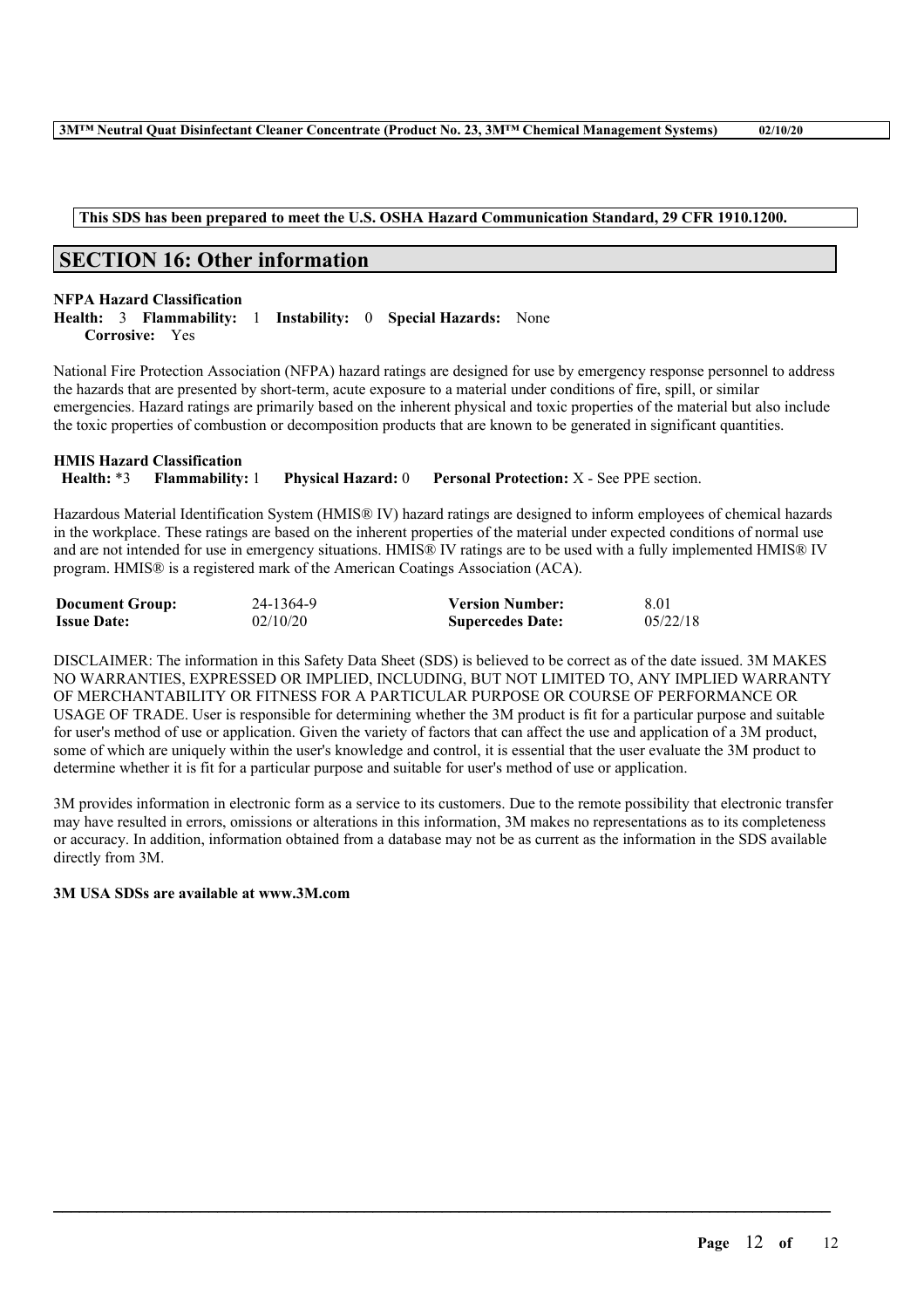**This SDS has been prepared to meet the U.S. OSHA Hazard Communication Standard, 29 CFR 1910.1200.**

## SECTION 16: Other information

**NFPA Hazard Classification**
**Health:** 3 **Flammability:** 1 **Instability:** 0 **Special Hazards:** None
**Corrosive:** Yes

National Fire Protection Association (NFPA) hazard ratings are designed for use by emergency response personnel to address the hazards that are presented by short-term, acute exposure to a material under conditions of fire, spill, or similar emergencies. Hazard ratings are primarily based on the inherent physical and toxic properties of the material but also include the toxic properties of combustion or decomposition products that are known to be generated in significant quantities.

**HMIS Hazard Classification**
**Health:** *3 **Flammability:** 1 **Physical Hazard:** 0 **Personal Protection:** X - See PPE section.

Hazardous Material Identification System (HMIS® IV) hazard ratings are designed to inform employees of chemical hazards in the workplace. These ratings are based on the inherent properties of the material under expected conditions of normal use and are not intended for use in emergency situations. HMIS® IV ratings are to be used with a fully implemented HMIS® IV program. HMIS® is a registered mark of the American Coatings Association (ACA).

| | | | |
|---|---|---|---|
| **Document Group:** | 24-1364-9 | **Version Number:** | 8.01 |
| **Issue Date:** | 02/10/20 | **Supercedes Date:** | 05/22/18 |

DISCLAIMER: The information in this Safety Data Sheet (SDS) is believed to be correct as of the date issued. 3M MAKES NO WARRANTIES, EXPRESSED OR IMPLIED, INCLUDING, BUT NOT LIMITED TO, ANY IMPLIED WARRANTY OF MERCHANTABILITY OR FITNESS FOR A PARTICULAR PURPOSE OR COURSE OF PERFORMANCE OR USAGE OF TRADE. User is responsible for determining whether the 3M product is fit for a particular purpose and suitable for user's method of use or application. Given the variety of factors that can affect the use and application of a 3M product, some of which are uniquely within the user's knowledge and control, it is essential that the user evaluate the 3M product to determine whether it is fit for a particular purpose and suitable for user's method of use or application.

3M provides information in electronic form as a service to its customers. Due to the remote possibility that electronic transfer may have resulted in errors, omissions or alterations in this information, 3M makes no representations as to its completeness or accuracy. In addition, information obtained from a database may not be as current as the information in the SDS available directly from 3M.

**3M USA SDSs are available at www.3M.com**